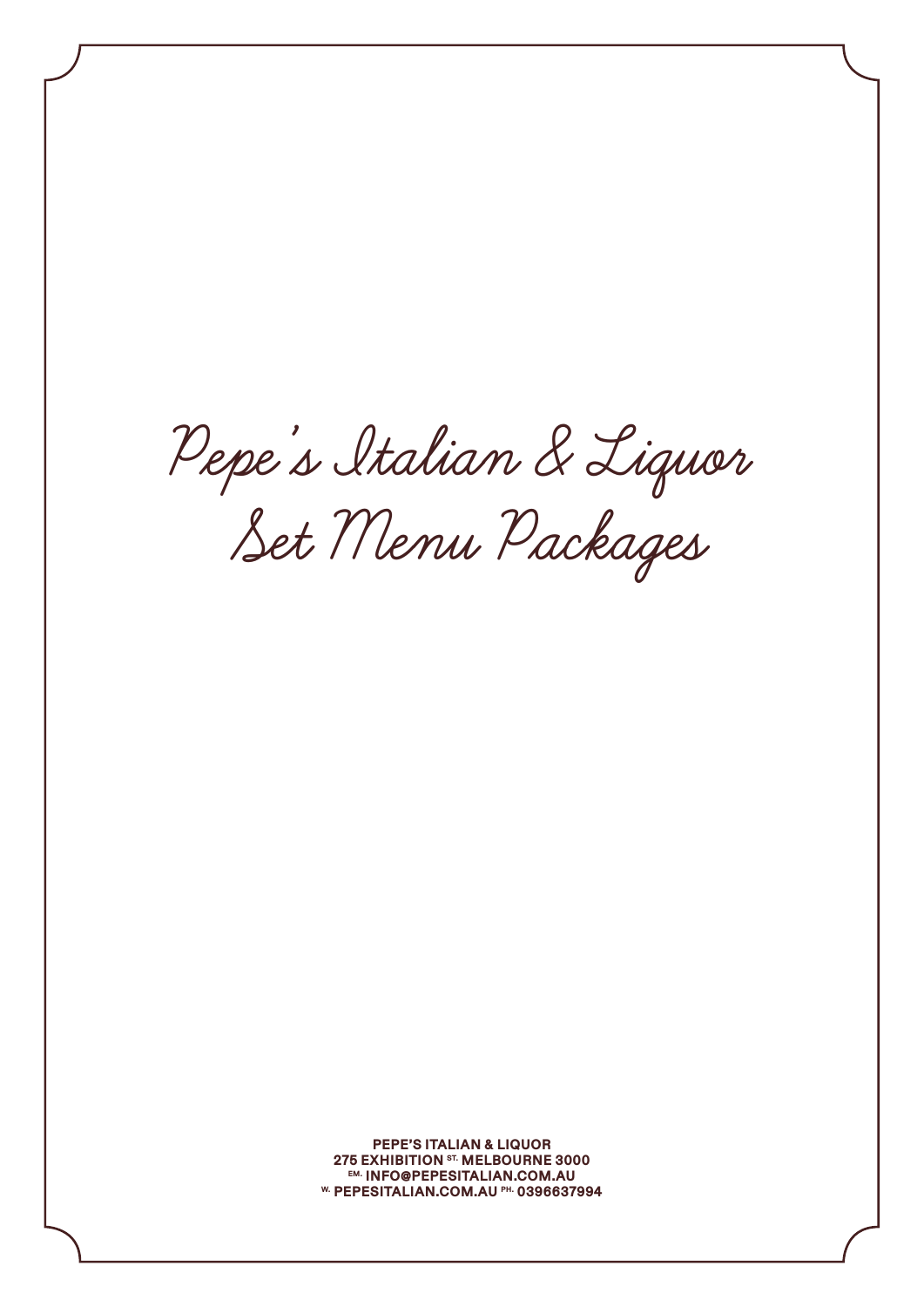# Pepe's Italian & Liquor
# Set Menu Packages

**PEPE'S ITALIAN & LIQUOR**
**275 EXHIBITION ST. MELBOURNE 3000**
**EM. INFO@PEPESITALIAN.COM.AU**
**W. PEPESITALIAN.COM.AU PH. 0396637994**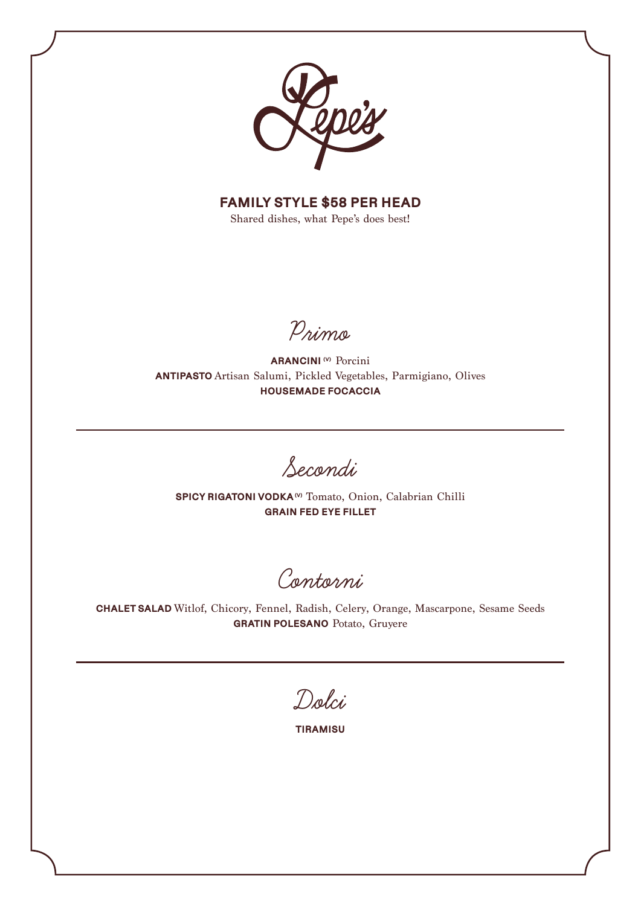# Pepe's

## FAMILY STYLE $58 PER HEAD

Shared dishes, what Pepe's does best!

## Primo

**ARANCINI** (V) Porcini
**ANTIPASTO** Artisan Salumi, Pickled Vegetables, Parmigiano, Olives
**HOUSEMADE FOCACCIA**

---

## Secondi

**SPICY RIGATONI VODKA** (V) Tomato, Onion, Calabrian Chilli
**GRAIN FED EYE FILLET**

## Contorni

**CHALET SALAD** Witlof, Chicory, Fennel, Radish, Celery, Orange, Mascarpone, Sesame Seeds
**GRATIN POLESANO** Potato, Gruyere

---

## Dolci

**TIRAMISU**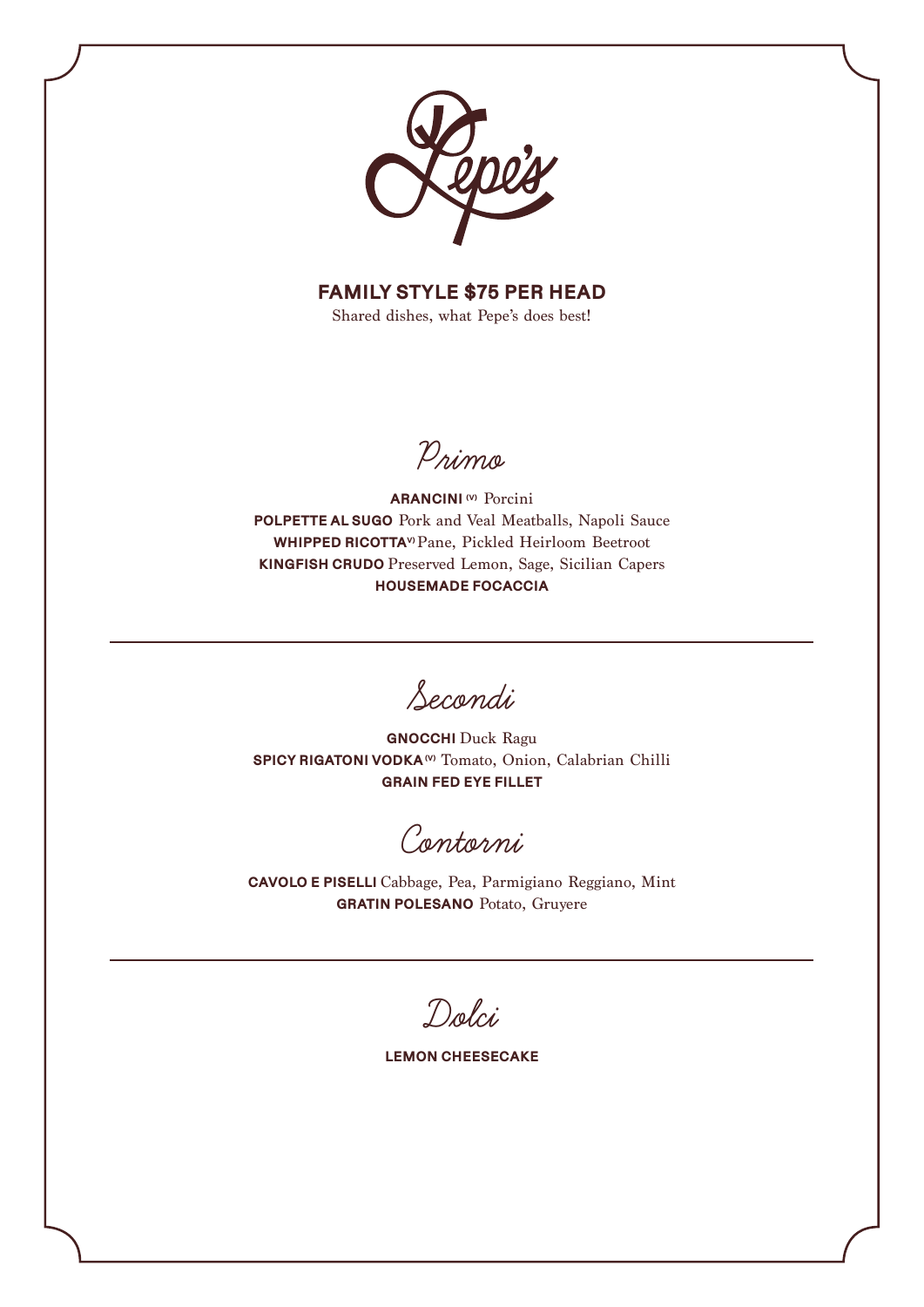# Pepe's

## FAMILY STYLE $75 PER HEAD

Shared dishes, what Pepe's does best!

## Primo

**ARANCINI** (V) Porcini
**POLPETTE AL SUGO** Pork and Veal Meatballs, Napoli Sauce
**WHIPPED RICOTTA** V) Pane, Pickled Heirloom Beetroot
**KINGFISH CRUDO** Preserved Lemon, Sage, Sicilian Capers
**HOUSEMADE FOCACCIA**

---

## Secondi

**GNOCCHI** Duck Ragu
**SPICY RIGATONI VODKA** (V) Tomato, Onion, Calabrian Chilli
**GRAIN FED EYE FILLET**

## Contorni

**CAVOLO E PISELLI** Cabbage, Pea, Parmigiano Reggiano, Mint
**GRATIN POLESANO** Potato, Gruyere

---

## Dolci

**LEMON CHEESECAKE**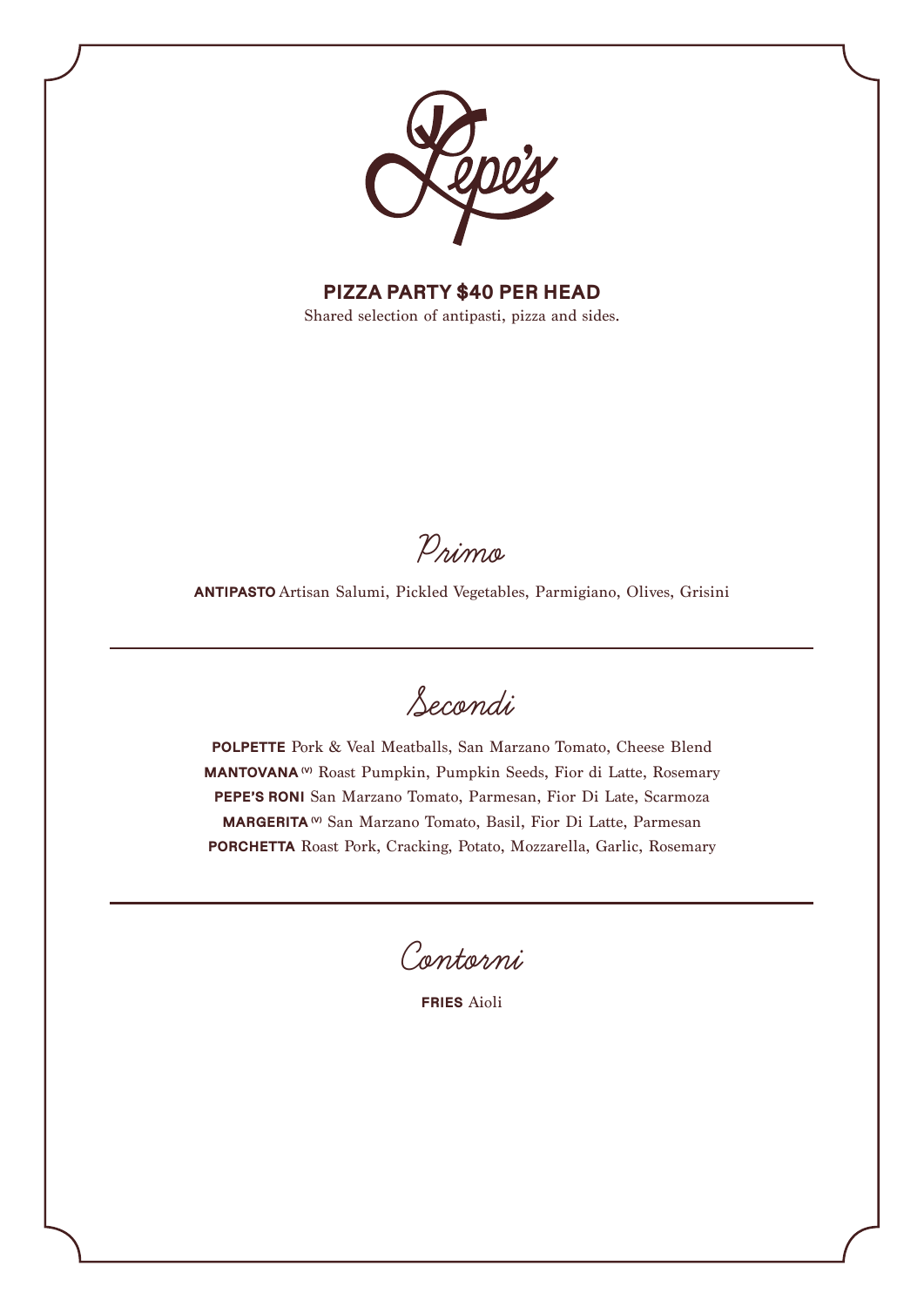# Pepe's

## PIZZA PARTY $40 PER HEAD

Shared selection of antipasti, pizza and sides.

## *Primo*

**ANTIPASTO** Artisan Salumi, Pickled Vegetables, Parmigiano, Olives, Grisini

---

## *Secondi*

**POLPETTE** Pork & Veal Meatballs, San Marzano Tomato, Cheese Blend

**MANTOVANA (V)** Roast Pumpkin, Pumpkin Seeds, Fior di Latte, Rosemary

**PEPE'S RONI** San Marzano Tomato, Parmesan, Fior Di Late, Scarmoza

**MARGERITA (V)** San Marzano Tomato, Basil, Fior Di Latte, Parmesan

**PORCHETTA** Roast Pork, Cracking, Potato, Mozzarella, Garlic, Rosemary

---

## *Contorni*

**FRIES** Aioli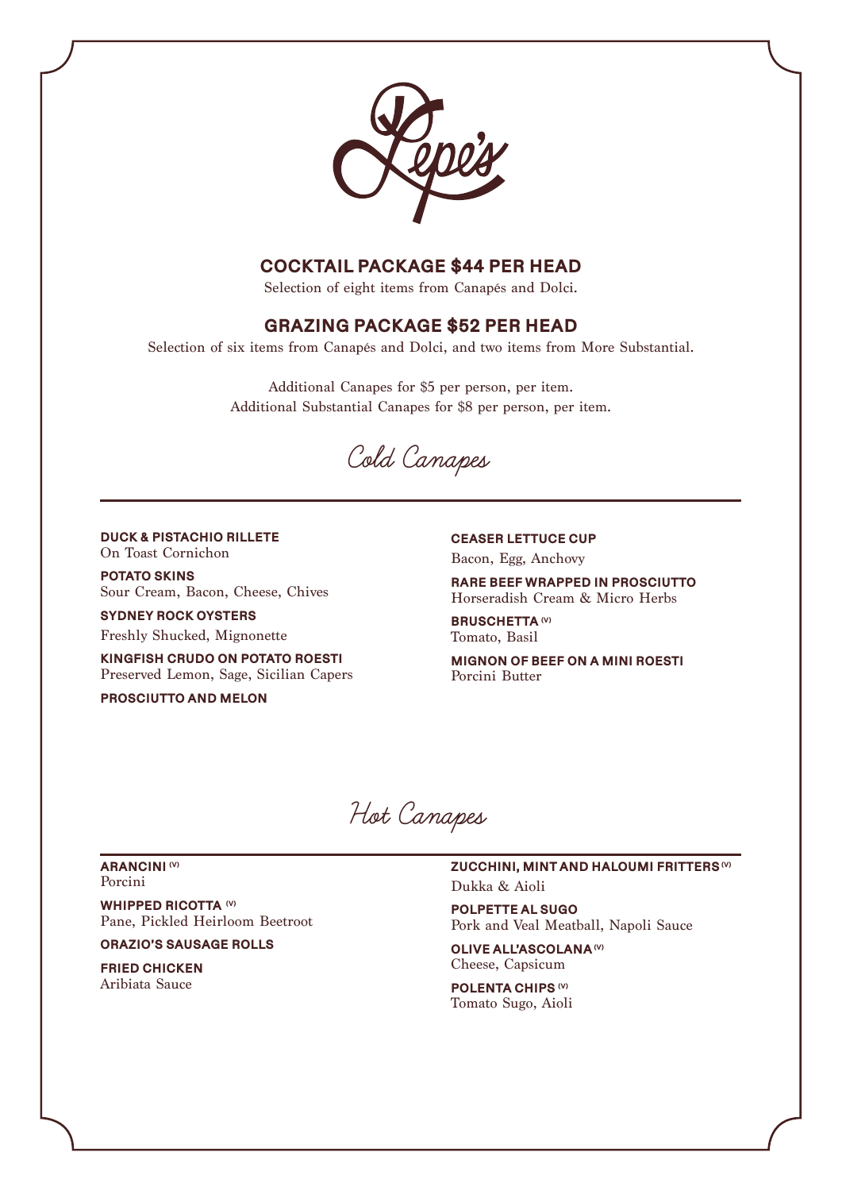# Pepe's

## COCKTAIL PACKAGE $44 PER HEAD

Selection of eight items from Canapés and Dolci.

## GRAZING PACKAGE $52 PER HEAD

Selection of six items from Canapés and Dolci, and two items from More Substantial.

Additional Canapes for $5 per person, per item.
Additional Substantial Canapes for $8 per person, per item.

## Cold Canapes

**DUCK & PISTACHIO RILLETE**
On Toast Cornichon

**POTATO SKINS**
Sour Cream, Bacon, Cheese, Chives

**SYDNEY ROCK OYSTERS**
Freshly Shucked, Mignonette

**KINGFISH CRUDO ON POTATO ROESTI**
Preserved Lemon, Sage, Sicilian Capers

**PROSCIUTTO AND MELON**

**CEASER LETTUCE CUP**
Bacon, Egg, Anchovy

**RARE BEEF WRAPPED IN PROSCIUTTO**
Horseradish Cream & Micro Herbs

**BRUSCHETTA (V)**
Tomato, Basil

**MIGNON OF BEEF ON A MINI ROESTI**
Porcini Butter

## Hot Canapes

**ARANCINI (V)**
Porcini

**WHIPPED RICOTTA (V)**
Pane, Pickled Heirloom Beetroot

**ORAZIO'S SAUSAGE ROLLS**

**FRIED CHICKEN**
Aribiata Sauce

**ZUCCHINI, MINT AND HALOUMI FRITTERS (V)**
Dukka & Aioli

**POLPETTE AL SUGO**
Pork and Veal Meatball, Napoli Sauce

**OLIVE ALL'ASCOLANA (V)**
Cheese, Capsicum

**POLENTA CHIPS (V)**
Tomato Sugo, Aioli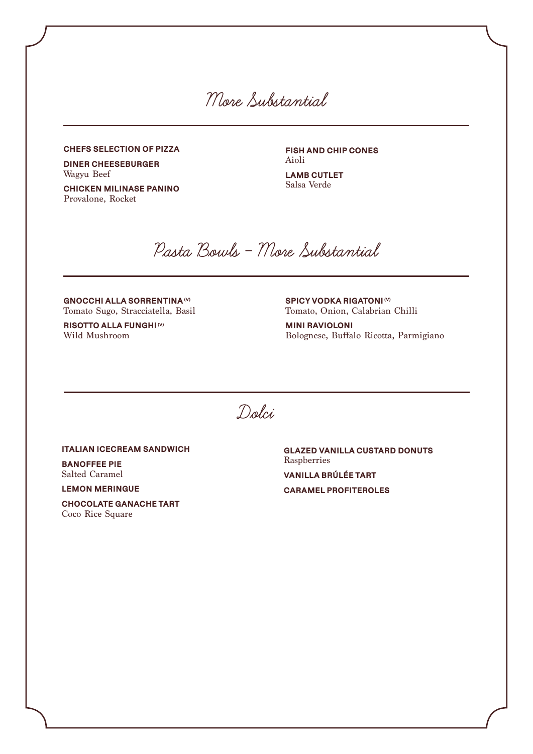# More Substantial

**CHEFS SELECTION OF PIZZA**

**DINER CHEESEBURGER**
Wagyu Beef

**CHICKEN MILINASE PANINO**
Provalone, Rocket

**FISH AND CHIP CONES**
Aioli

**LAMB CUTLET**
Salsa Verde

# Pasta Bowls – More Substantial

**GNOCCHI ALLA SORRENTINA** (V)
Tomato Sugo, Stracciatella, Basil

**RISOTTO ALLA FUNGHI** (V)
Wild Mushroom

**SPICY VODKA RIGATONI** (V)
Tomato, Onion, Calabrian Chilli

**MINI RAVIOLONI**
Bolognese, Buffalo Ricotta, Parmigiano

# Dolci

**ITALIAN ICECREAM SANDWICH**

**BANOFFEE PIE**
Salted Caramel

**LEMON MERINGUE**

**CHOCOLATE GANACHE TART**
Coco Rice Square

**GLAZED VANILLA CUSTARD DONUTS**
Raspberries

**VANILLA BRÚLÉE TART**

**CARAMEL PROFITEROLES**